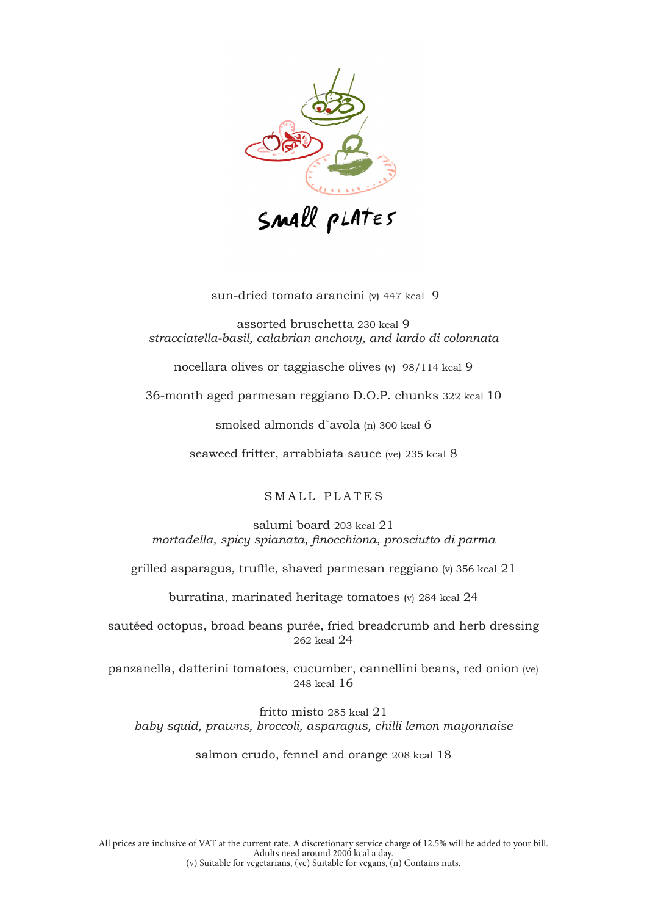# small plates

sun-dried tomato arancini (v) 447 kcal 9

assorted bruschetta 230 kcal 9
*stracciatella-basil, calabrian anchovy, and lardo di colonnata*

nocellara olives or taggiasche olives (v) 98/114 kcal 9

36-month aged parmesan reggiano D.O.P. chunks 322 kcal 10

smoked almonds d`avola (n) 300 kcal 6

seaweed fritter, arrabbiata sauce (ve) 235 kcal 8

## SMALL PLATES

salumi board 203 kcal 21
*mortadella, spicy spianata, finocchiona, prosciutto di parma*

grilled asparagus, truffle, shaved parmesan reggiano (v) 356 kcal 21

burratina, marinated heritage tomatoes (v) 284 kcal 24

sautéed octopus, broad beans purée, fried breadcrumb and herb dressing 262 kcal 24

panzanella, datterini tomatoes, cucumber, cannellini beans, red onion (ve) 248 kcal 16

fritto misto 285 kcal 21
*baby squid, prawns, broccoli, asparagus, chilli lemon mayonnaise*

salmon crudo, fennel and orange 208 kcal 18

All prices are inclusive of VAT at the current rate. A discretionary service charge of 12.5% will be added to your bill.
Adults need around 2000 kcal a day.
(v) Suitable for vegetarians, (ve) Suitable for vegans, (n) Contains nuts.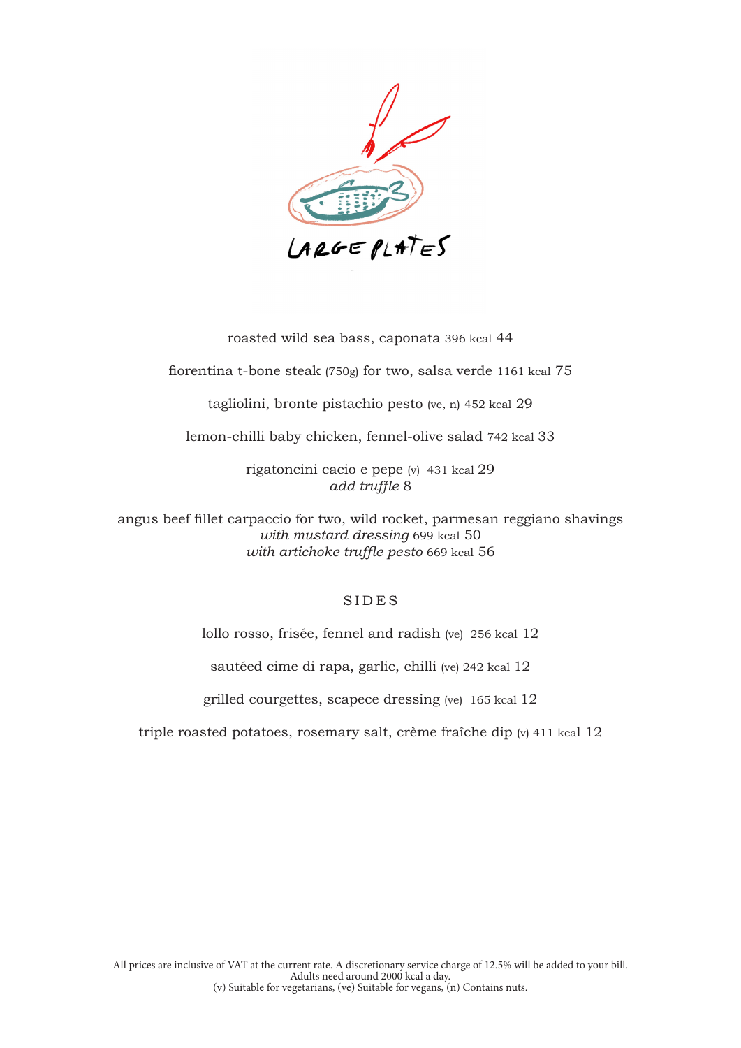# LARGE PLATES

roasted wild sea bass, caponata 396 kcal 44

fiorentina t-bone steak (750g) for two, salsa verde 1161 kcal 75

tagliolini, bronte pistachio pesto (ve, n) 452 kcal 29

lemon-chilli baby chicken, fennel-olive salad 742 kcal 33

rigatoncini cacio e pepe (v) 431 kcal 29
*add truffle* 8

angus beef fillet carpaccio for two, wild rocket, parmesan reggiano shavings
*with mustard dressing* 699 kcal 50
*with artichoke truffle pesto* 669 kcal 56

## SIDES

lollo rosso, frisée, fennel and radish (ve) 256 kcal 12

sautéed cime di rapa, garlic, chilli (ve) 242 kcal 12

grilled courgettes, scapece dressing (ve) 165 kcal 12

triple roasted potatoes, rosemary salt, crème fraîche dip (v) 411 kcal 12

All prices are inclusive of VAT at the current rate. A discretionary service charge of 12.5% will be added to your bill.
Adults need around 2000 kcal a day.
(v) Suitable for vegetarians, (ve) Suitable for vegans, (n) Contains nuts.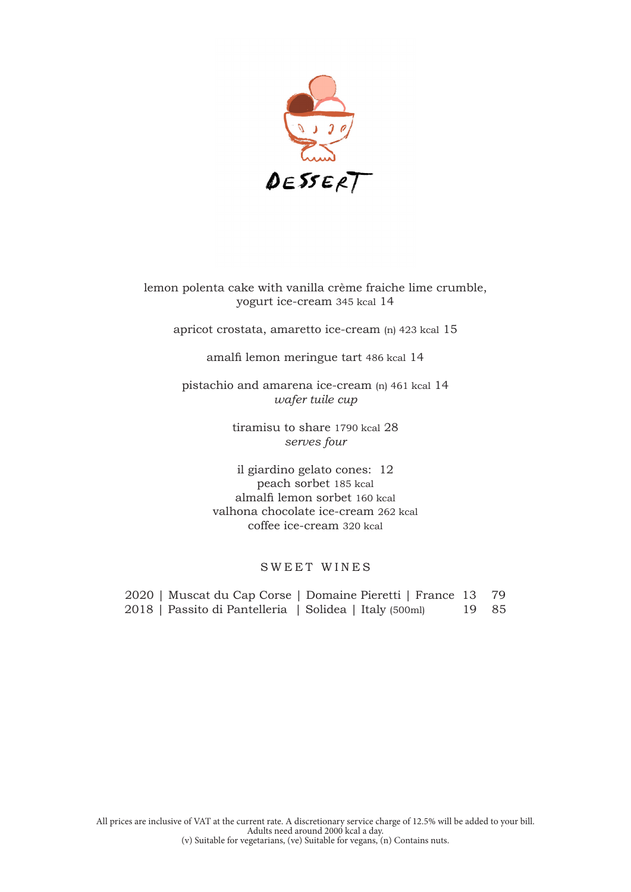# DESSERT

lemon polenta cake with vanilla crème fraiche lime crumble, yogurt ice-cream 345 kcal 14

apricot crostata, amaretto ice-cream (n) 423 kcal 15

amalfi lemon meringue tart 486 kcal 14

pistachio and amarena ice-cream (n) 461 kcal 14
*wafer tuile cup*

tiramisu to share 1790 kcal 28
*serves four*

il giardino gelato cones: 12
peach sorbet 185 kcal
almalfi lemon sorbet 160 kcal
valhona chocolate ice-cream 262 kcal
coffee ice-cream 320 kcal

## SWEET WINES

| | | | | | |
|---|---|---|---|---|---|
| 2020 | Muscat du Cap Corse | Domaine Pieretti | France | 13 | 79 |
| 2018 | Passito di Pantelleria | Solidea | Italy (500ml) | 19 | 85 |

All prices are inclusive of VAT at the current rate. A discretionary service charge of 12.5% will be added to your bill.
Adults need around 2000 kcal a day.
(v) Suitable for vegetarians, (ve) Suitable for vegans, (n) Contains nuts.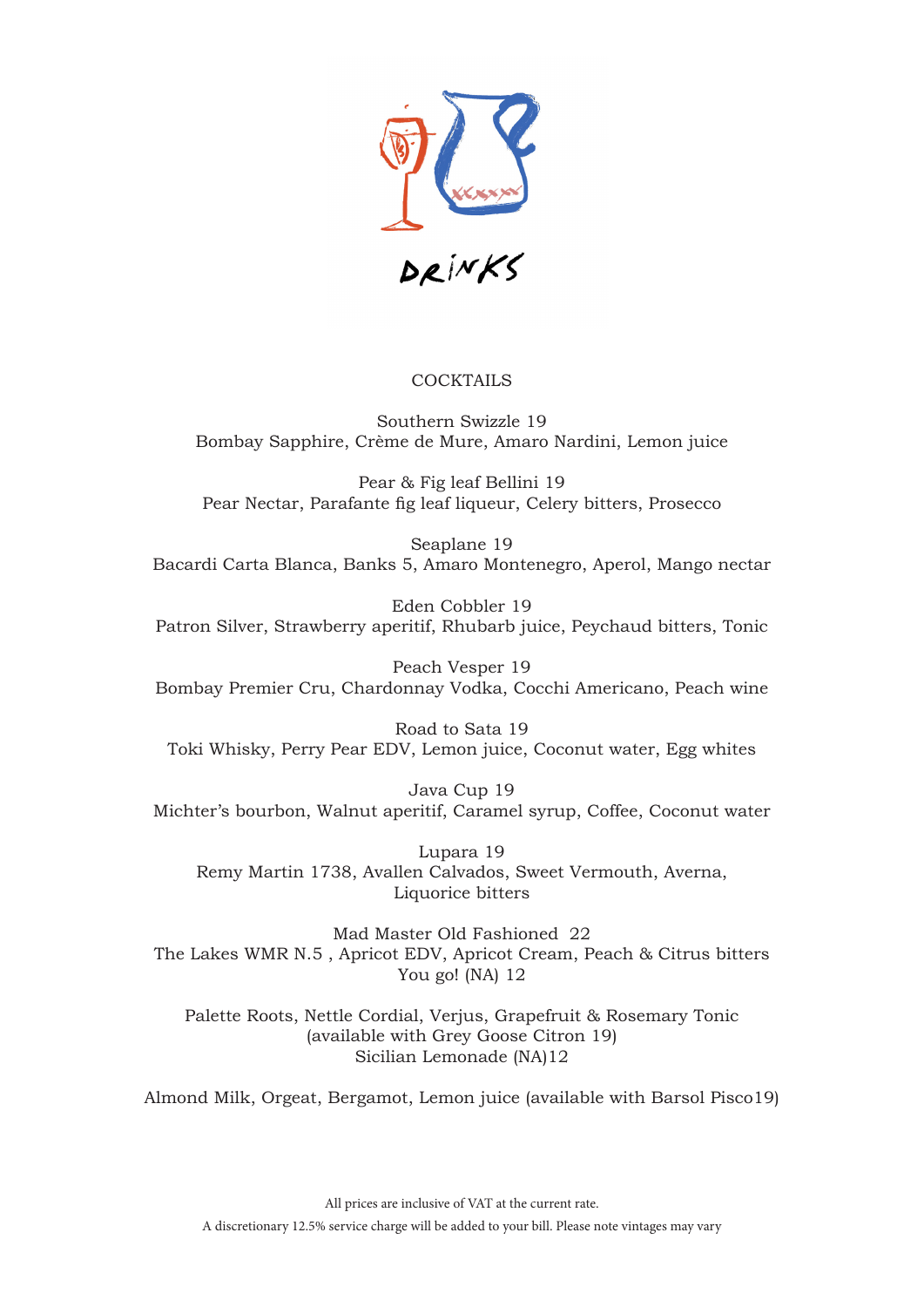DRINKS

## COCKTAILS

Southern Swizzle 19
Bombay Sapphire, Crème de Mure, Amaro Nardini, Lemon juice

Pear & Fig leaf Bellini 19
Pear Nectar, Parafante fig leaf liqueur, Celery bitters, Prosecco

Seaplane 19
Bacardi Carta Blanca, Banks 5, Amaro Montenegro, Aperol, Mango nectar

Eden Cobbler 19
Patron Silver, Strawberry aperitif, Rhubarb juice, Peychaud bitters, Tonic

Peach Vesper 19
Bombay Premier Cru, Chardonnay Vodka, Cocchi Americano, Peach wine

Road to Sata 19
Toki Whisky, Perry Pear EDV, Lemon juice, Coconut water, Egg whites

Java Cup 19
Michter's bourbon, Walnut aperitif, Caramel syrup, Coffee, Coconut water

Lupara 19
Remy Martin 1738, Avallen Calvados, Sweet Vermouth, Averna, Liquorice bitters

Mad Master Old Fashioned 22
The Lakes WMR N.5 , Apricot EDV, Apricot Cream, Peach & Citrus bitters
You go! (NA) 12

Palette Roots, Nettle Cordial, Verjus, Grapefruit & Rosemary Tonic
(available with Grey Goose Citron 19)
Sicilian Lemonade (NA)12

Almond Milk, Orgeat, Bergamot, Lemon juice (available with Barsol Pisco19)

All prices are inclusive of VAT at the current rate.
A discretionary 12.5% service charge will be added to your bill. Please note vintages may vary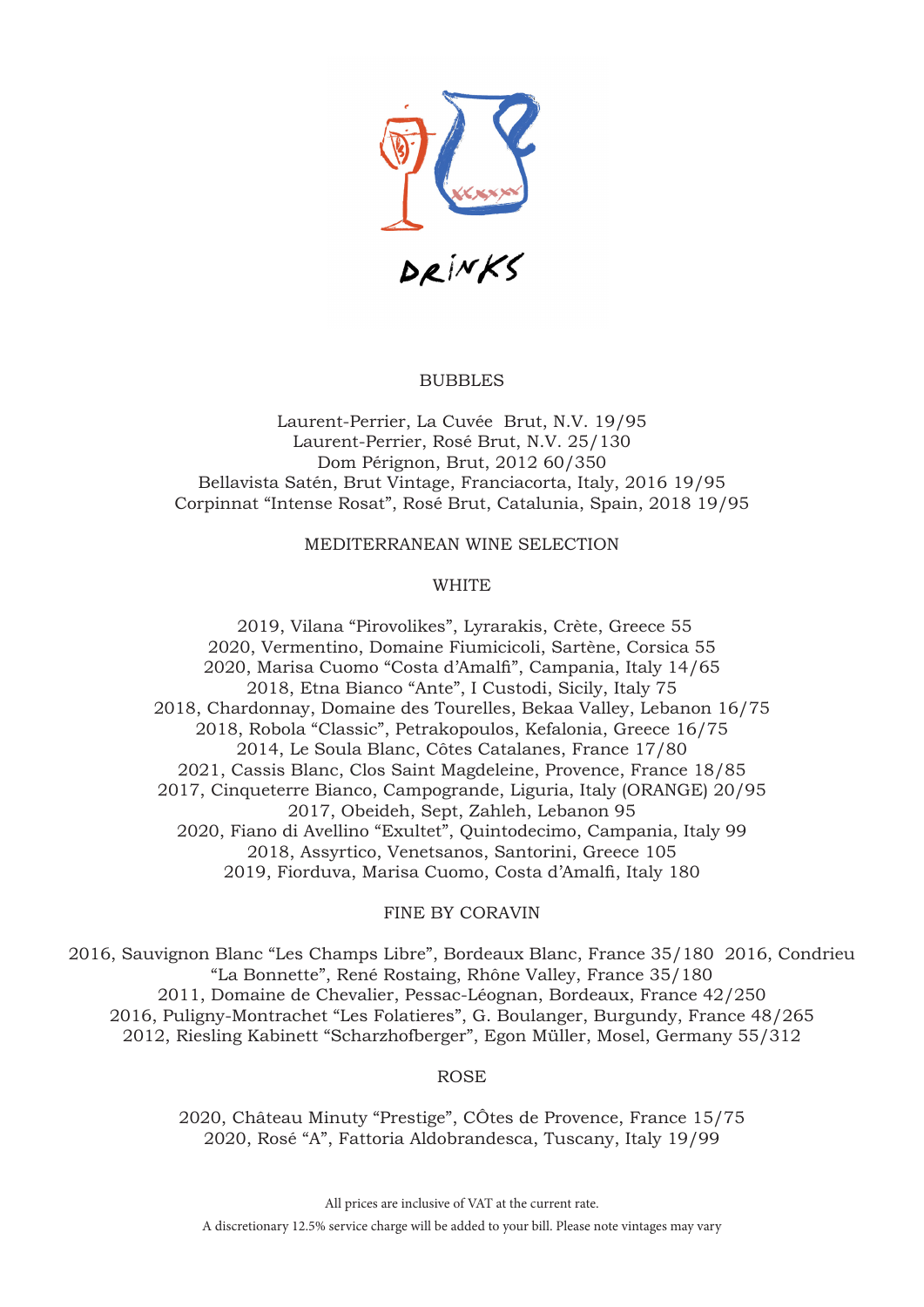# DRINKS

## BUBBLES

Laurent-Perrier, La Cuvée Brut, N.V. 19/95
Laurent-Perrier, Rosé Brut, N.V. 25/130
Dom Pérignon, Brut, 2012 60/350
Bellavista Satén, Brut Vintage, Franciacorta, Italy, 2016 19/95
Corpinnat "Intense Rosat", Rosé Brut, Catalunia, Spain, 2018 19/95

## MEDITERRANEAN WINE SELECTION

### WHITE

2019, Vilana "Pirovolikes", Lyrarakis, Crète, Greece 55
2020, Vermentino, Domaine Fiumicicoli, Sartène, Corsica 55
2020, Marisa Cuomo "Costa d'Amalfi", Campania, Italy 14/65
2018, Etna Bianco "Ante", I Custodi, Sicily, Italy 75
2018, Chardonnay, Domaine des Tourelles, Bekaa Valley, Lebanon 16/75
2018, Robola "Classic", Petrakopoulos, Kefalonia, Greece 16/75
2014, Le Soula Blanc, Côtes Catalanes, France 17/80
2021, Cassis Blanc, Clos Saint Magdeleine, Provence, France 18/85
2017, Cinqueterre Bianco, Campogrande, Liguria, Italy (ORANGE) 20/95
2017, Obeideh, Sept, Zahleh, Lebanon 95
2020, Fiano di Avellino "Exultet", Quintodecimo, Campania, Italy 99
2018, Assyrtico, Venetsanos, Santorini, Greece 105
2019, Fiorduva, Marisa Cuomo, Costa d'Amalfi, Italy 180

### FINE BY CORAVIN

2016, Sauvignon Blanc "Les Champs Libre", Bordeaux Blanc, France 35/180
2016, Condrieu "La Bonnette", René Rostaing, Rhône Valley, France 35/180
2011, Domaine de Chevalier, Pessac-Léognan, Bordeaux, France 42/250
2016, Puligny-Montrachet "Les Folatieres", G. Boulanger, Burgundy, France 48/265
2012, Riesling Kabinett "Scharzhofberger", Egon Müller, Mosel, Germany 55/312

### ROSE

2020, Château Minuty "Prestige", CÔtes de Provence, France 15/75
2020, Rosé "A", Fattoria Aldobrandesca, Tuscany, Italy 19/99

All prices are inclusive of VAT at the current rate.
A discretionary 12.5% service charge will be added to your bill. Please note vintages may vary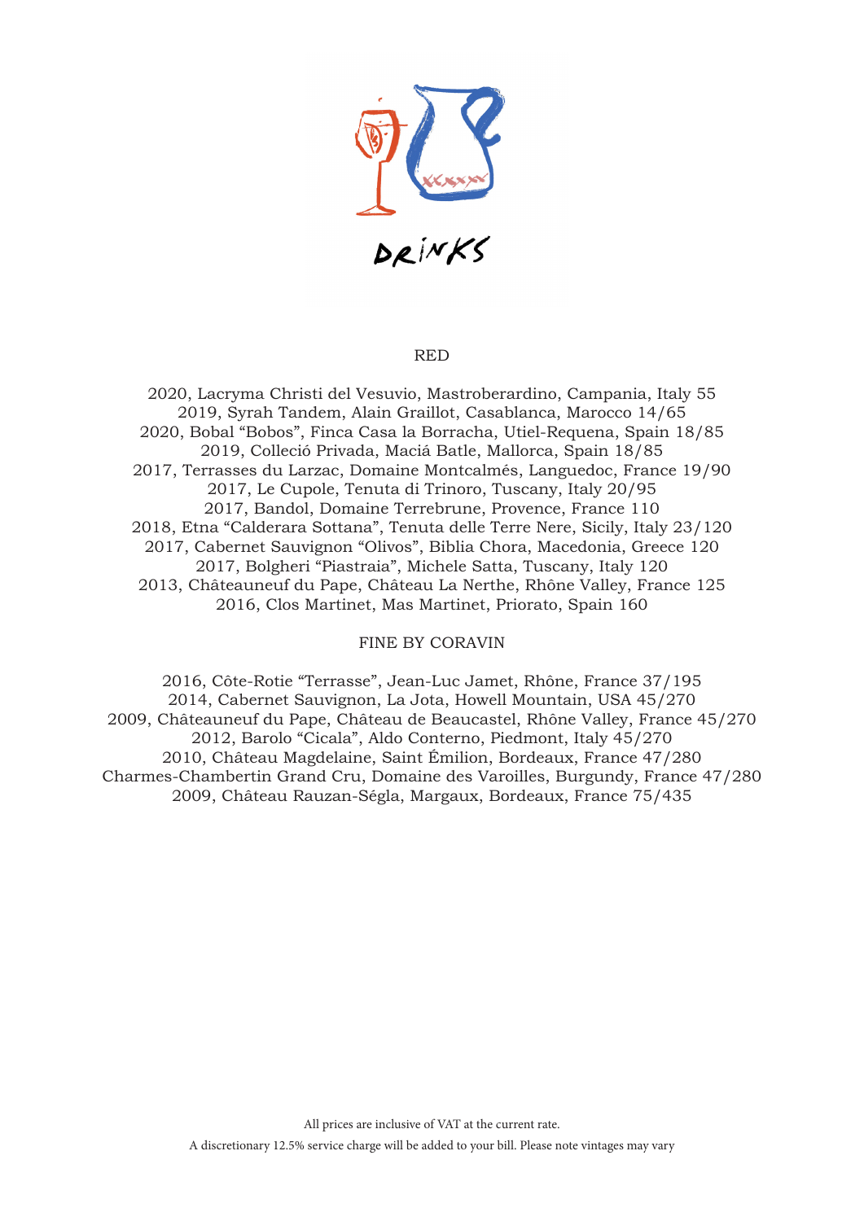DRINKS

## RED

2020, Lacryma Christi del Vesuvio, Mastroberardino, Campania, Italy 55
2019, Syrah Tandem, Alain Graillot, Casablanca, Marocco 14/65
2020, Bobal "Bobos", Finca Casa la Borracha, Utiel-Requena, Spain 18/85
2019, Colleció Privada, Maciá Batle, Mallorca, Spain 18/85
2017, Terrasses du Larzac, Domaine Montcalmés, Languedoc, France 19/90
2017, Le Cupole, Tenuta di Trinoro, Tuscany, Italy 20/95
2017, Bandol, Domaine Terrebrune, Provence, France 110
2018, Etna "Calderara Sottana", Tenuta delle Terre Nere, Sicily, Italy 23/120
2017, Cabernet Sauvignon "Olivos", Biblia Chora, Macedonia, Greece 120
2017, Bolgheri "Piastraia", Michele Satta, Tuscany, Italy 120
2013, Châteauneuf du Pape, Château La Nerthe, Rhône Valley, France 125
2016, Clos Martinet, Mas Martinet, Priorato, Spain 160

## FINE BY CORAVIN

2016, Côte-Rotie "Terrasse", Jean-Luc Jamet, Rhône, France 37/195
2014, Cabernet Sauvignon, La Jota, Howell Mountain, USA 45/270
2009, Châteauneuf du Pape, Château de Beaucastel, Rhône Valley, France 45/270
2012, Barolo "Cicala", Aldo Conterno, Piedmont, Italy 45/270
2010, Château Magdelaine, Saint Émilion, Bordeaux, France 47/280
Charmes-Chambertin Grand Cru, Domaine des Varoilles, Burgundy, France 47/280
2009, Château Rauzan-Ségla, Margaux, Bordeaux, France 75/435

All prices are inclusive of VAT at the current rate.

A discretionary 12.5% service charge will be added to your bill. Please note vintages may vary